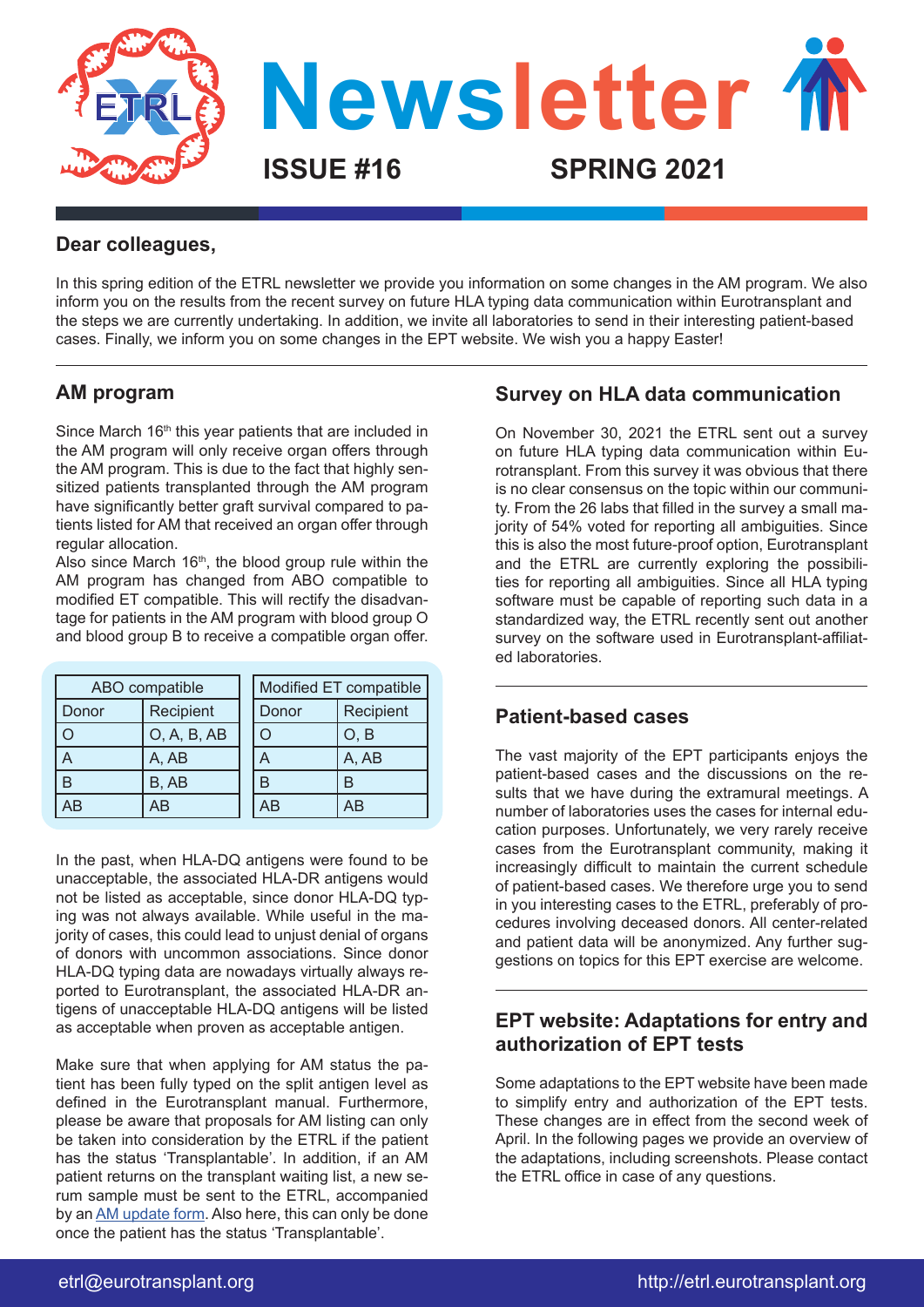# Newsletter

**ISSUE #16** **SPRING 2021**

## Dear colleagues,

In this spring edition of the ETRL newsletter we provide you information on some changes in the AM program. We also inform you on the results from the recent survey on future HLA typing data communication within Eurotransplant and the steps we are currently undertaking. In addition, we invite all laboratories to send in their interesting patient-based cases. Finally, we inform you on some changes in the EPT website. We wish you a happy Easter!

## AM program

Since March 16th this year patients that are included in the AM program will only receive organ offers through the AM program. This is due to the fact that highly sensitized patients transplanted through the AM program have significantly better graft survival compared to patients listed for AM that received an organ offer through regular allocation.

Also since March 16th, the blood group rule within the AM program has changed from ABO compatible to modified ET compatible. This will rectify the disadvantage for patients in the AM program with blood group O and blood group B to receive a compatible organ offer.

| ABO compatible | | Modified ET compatible | |
|---|---|---|---|
| Donor | Recipient | Donor | Recipient |
| O | O, A, B, AB | O | O, B |
| A | A, AB | A | A, AB |
| B | B, AB | B | B |
| AB | AB | AB | AB |

In the past, when HLA-DQ antigens were found to be unacceptable, the associated HLA-DR antigens would not be listed as acceptable, since donor HLA-DQ typing was not always available. While useful in the majority of cases, this could lead to unjust denial of organs of donors with uncommon associations. Since donor HLA-DQ typing data are nowadays virtually always reported to Eurotransplant, the associated HLA-DR antigens of unacceptable HLA-DQ antigens will be listed as acceptable when proven as acceptable antigen.

Make sure that when applying for AM status the patient has been fully typed on the split antigen level as defined in the Eurotransplant manual. Furthermore, please be aware that proposals for AM listing can only be taken into consideration by the ETRL if the patient has the status 'Transplantable'. In addition, if an AM patient returns on the transplant waiting list, a new serum sample must be sent to the ETRL, accompanied by an AM update form. Also here, this can only be done once the patient has the status 'Transplantable'.

## Survey on HLA data communication

On November 30, 2021 the ETRL sent out a survey on future HLA typing data communication within Eurotransplant. From this survey it was obvious that there is no clear consensus on the topic within our community. From the 26 labs that filled in the survey a small majority of 54% voted for reporting all ambiguities. Since this is also the most future-proof option, Eurotransplant and the ETRL are currently exploring the possibilities for reporting all ambiguities. Since all HLA typing software must be capable of reporting such data in a standardized way, the ETRL recently sent out another survey on the software used in Eurotransplant-affiliated laboratories.

## Patient-based cases

The vast majority of the EPT participants enjoys the patient-based cases and the discussions on the results that we have during the extramural meetings. A number of laboratories uses the cases for internal education purposes. Unfortunately, we very rarely receive cases from the Eurotransplant community, making it increasingly difficult to maintain the current schedule of patient-based cases. We therefore urge you to send in you interesting cases to the ETRL, preferably of procedures involving deceased donors. All center-related and patient data will be anonymized. Any further suggestions on topics for this EPT exercise are welcome.

## EPT website: Adaptations for entry and authorization of EPT tests

Some adaptations to the EPT website have been made to simplify entry and authorization of the EPT tests. These changes are in effect from the second week of April. In the following pages we provide an overview of the adaptations, including screenshots. Please contact the ETRL office in case of any questions.

etrl@eurotransplant.org http://etrl.eurotransplant.org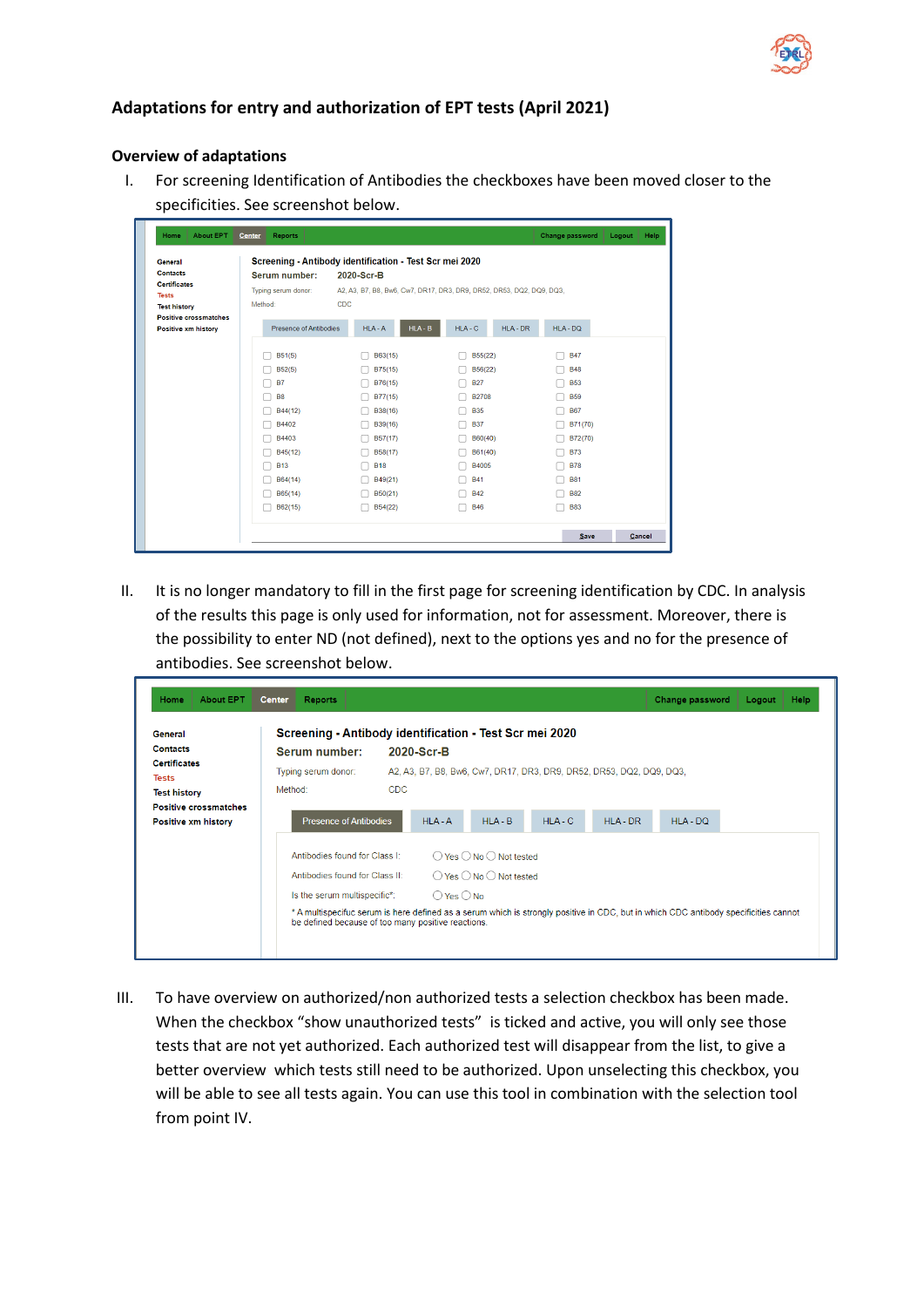## Adaptations for entry and authorization of EPT tests (April 2021)

### Overview of adaptations

I. For screening Identification of Antibodies the checkboxes have been moved closer to the specificities. See screenshot below.

II. It is no longer mandatory to fill in the first page for screening identification by CDC. In analysis of the results this page is only used for information, not for assessment. Moreover, there is the possibility to enter ND (not defined), next to the options yes and no for the presence of antibodies. See screenshot below.

III. To have overview on authorized/non authorized tests a selection checkbox has been made. When the checkbox "show unauthorized tests" is ticked and active, you will only see those tests that are not yet authorized. Each authorized test will disappear from the list, to give a better overview which tests still need to be authorized. Upon unselecting this checkbox, you will be able to see all tests again. You can use this tool in combination with the selection tool from point IV.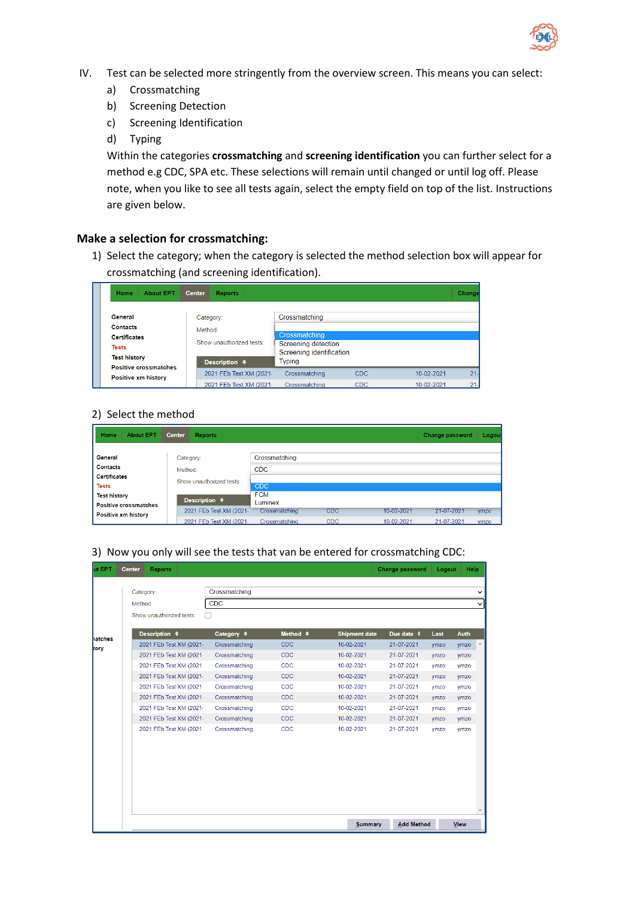IV. Test can be selected more stringently from the overview screen. This means you can select:

a) Crossmatching
b) Screening Detection
c) Screening Identification
d) Typing

Within the categories **crossmatching** and **screening identification** you can further select for a method e.g CDC, SPA etc. These selections will remain until changed or until log off. Please note, when you like to see all tests again, select the empty field on top of the list. Instructions are given below.

## Make a selection for crossmatching:

1) Select the category; when the category is selected the method selection box will appear for crossmatching (and screening identification).

2) Select the method

3) Now you only will see the tests that van be entered for crossmatching CDC: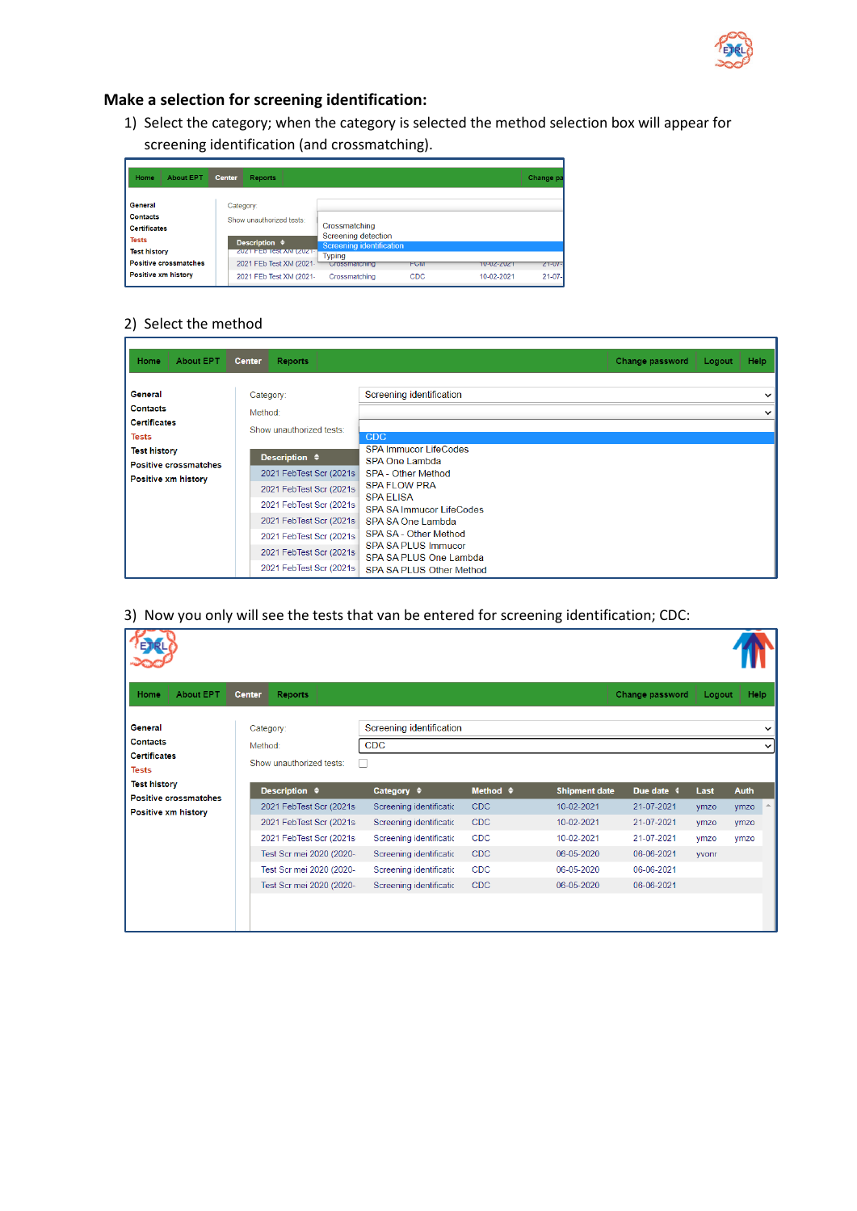**Make a selection for screening identification:**

1) Select the category; when the category is selected the method selection box will appear for screening identification (and crossmatching).

2) Select the method

3) Now you only will see the tests that van be entered for screening identification; CDC: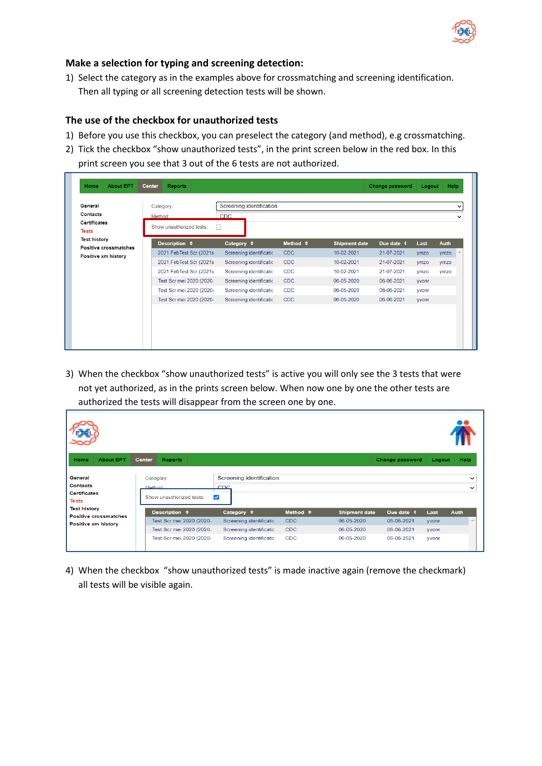### Make a selection for typing and screening detection:

1) Select the category as in the examples above for crossmatching and screening identification. Then all typing or all screening detection tests will be shown.

### The use of the checkbox for unauthorized tests

1) Before you use this checkbox, you can preselect the category (and method), e.g crossmatching.
2) Tick the checkbox "show unauthorized tests", in the print screen below in the red box. In this print screen you see that 3 out of the 6 tests are not authorized.

3) When the checkbox "show unauthorized tests" is active you will only see the 3 tests that were not yet authorized, as in the prints screen below. When now one by one the other tests are authorized the tests will disappear from the screen one by one.

4) When the checkbox "show unauthorized tests" is made inactive again (remove the checkmark) all tests will be visible again.